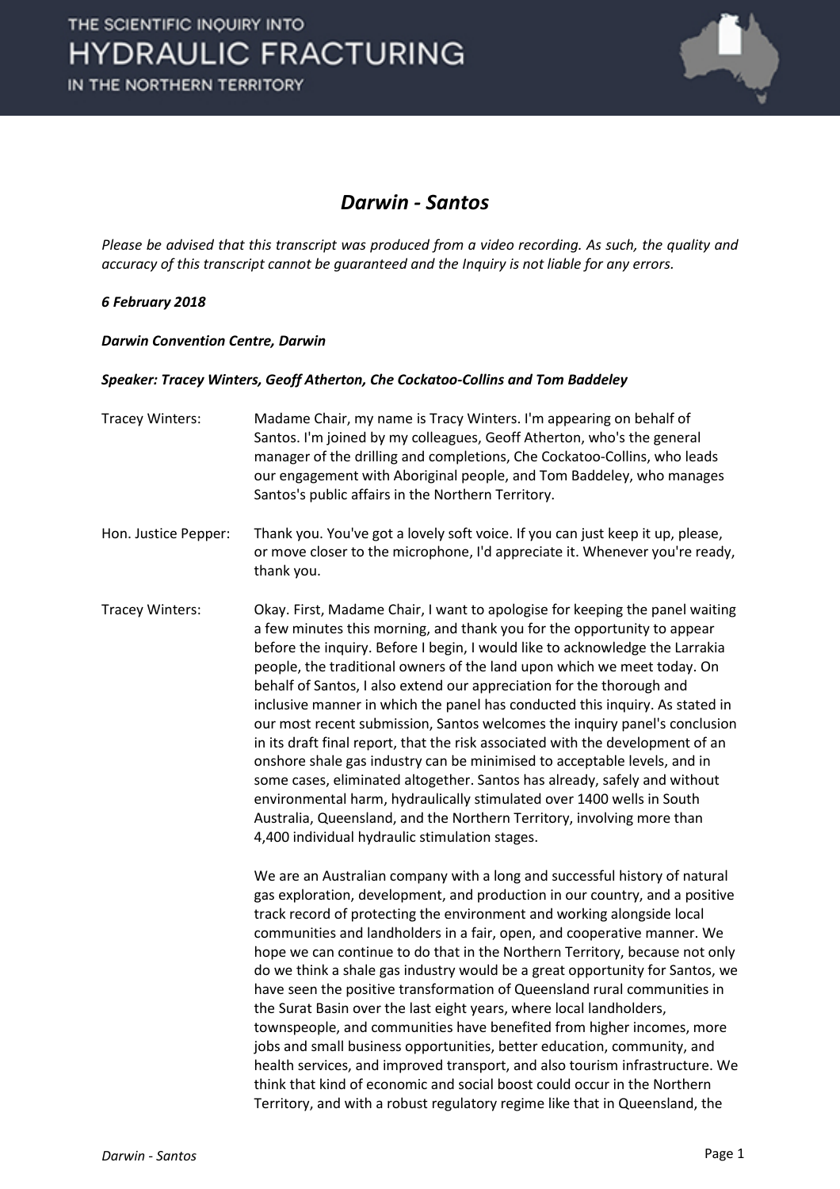# Darwin - Santos

*Please be advised that this transcript was produced from a video recording. As such, the quality and accuracy of this transcript cannot be guaranteed and the Inquiry is not liable for any errors.*

***6 February 2018***

***Darwin Convention Centre, Darwin***

***Speaker: Tracey Winters, Geoff Atherton, Che Cockatoo-Collins and Tom Baddeley***

Tracey Winters: Madame Chair, my name is Tracy Winters. I'm appearing on behalf of Santos. I'm joined by my colleagues, Geoff Atherton, who's the general manager of the drilling and completions, Che Cockatoo-Collins, who leads our engagement with Aboriginal people, and Tom Baddeley, who manages Santos's public affairs in the Northern Territory.

Hon. Justice Pepper: Thank you. You've got a lovely soft voice. If you can just keep it up, please, or move closer to the microphone, I'd appreciate it. Whenever you're ready, thank you.

Tracey Winters: Okay. First, Madame Chair, I want to apologise for keeping the panel waiting a few minutes this morning, and thank you for the opportunity to appear before the inquiry. Before I begin, I would like to acknowledge the Larrakia people, the traditional owners of the land upon which we meet today. On behalf of Santos, I also extend our appreciation for the thorough and inclusive manner in which the panel has conducted this inquiry. As stated in our most recent submission, Santos welcomes the inquiry panel's conclusion in its draft final report, that the risk associated with the development of an onshore shale gas industry can be minimised to acceptable levels, and in some cases, eliminated altogether. Santos has already, safely and without environmental harm, hydraulically stimulated over 1400 wells in South Australia, Queensland, and the Northern Territory, involving more than 4,400 individual hydraulic stimulation stages.

We are an Australian company with a long and successful history of natural gas exploration, development, and production in our country, and a positive track record of protecting the environment and working alongside local communities and landholders in a fair, open, and cooperative manner. We hope we can continue to do that in the Northern Territory, because not only do we think a shale gas industry would be a great opportunity for Santos, we have seen the positive transformation of Queensland rural communities in the Surat Basin over the last eight years, where local landholders, townspeople, and communities have benefited from higher incomes, more jobs and small business opportunities, better education, community, and health services, and improved transport, and also tourism infrastructure. We think that kind of economic and social boost could occur in the Northern Territory, and with a robust regulatory regime like that in Queensland, the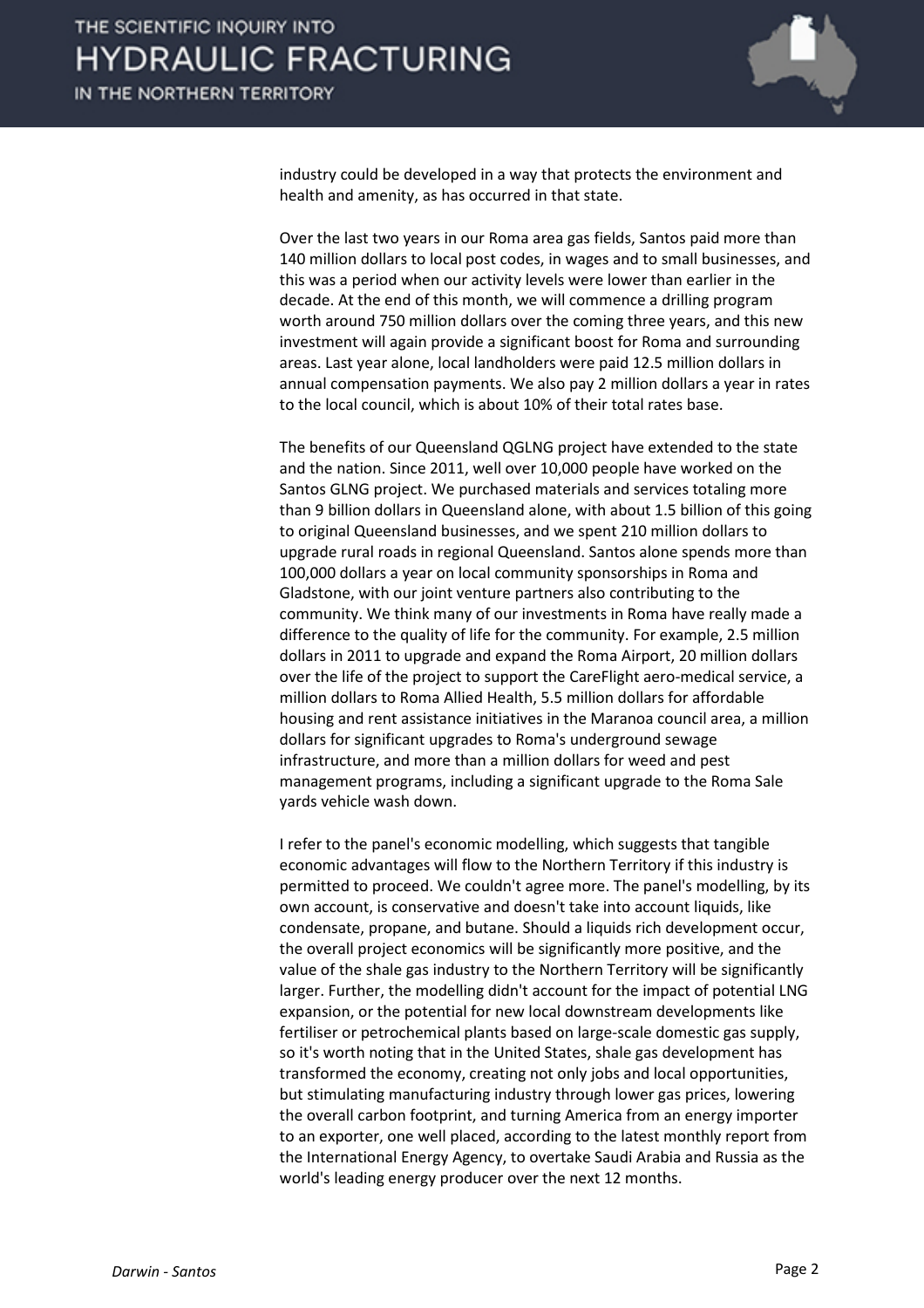industry could be developed in a way that protects the environment and health and amenity, as has occurred in that state.

Over the last two years in our Roma area gas fields, Santos paid more than 140 million dollars to local post codes, in wages and to small businesses, and this was a period when our activity levels were lower than earlier in the decade. At the end of this month, we will commence a drilling program worth around 750 million dollars over the coming three years, and this new investment will again provide a significant boost for Roma and surrounding areas. Last year alone, local landholders were paid 12.5 million dollars in annual compensation payments. We also pay 2 million dollars a year in rates to the local council, which is about 10% of their total rates base.

The benefits of our Queensland QGLNG project have extended to the state and the nation. Since 2011, well over 10,000 people have worked on the Santos GLNG project. We purchased materials and services totaling more than 9 billion dollars in Queensland alone, with about 1.5 billion of this going to original Queensland businesses, and we spent 210 million dollars to upgrade rural roads in regional Queensland. Santos alone spends more than 100,000 dollars a year on local community sponsorships in Roma and Gladstone, with our joint venture partners also contributing to the community. We think many of our investments in Roma have really made a difference to the quality of life for the community. For example, 2.5 million dollars in 2011 to upgrade and expand the Roma Airport, 20 million dollars over the life of the project to support the CareFlight aero-medical service, a million dollars to Roma Allied Health, 5.5 million dollars for affordable housing and rent assistance initiatives in the Maranoa council area, a million dollars for significant upgrades to Roma's underground sewage infrastructure, and more than a million dollars for weed and pest management programs, including a significant upgrade to the Roma Sale yards vehicle wash down.

I refer to the panel's economic modelling, which suggests that tangible economic advantages will flow to the Northern Territory if this industry is permitted to proceed. We couldn't agree more. The panel's modelling, by its own account, is conservative and doesn't take into account liquids, like condensate, propane, and butane. Should a liquids rich development occur, the overall project economics will be significantly more positive, and the value of the shale gas industry to the Northern Territory will be significantly larger. Further, the modelling didn't account for the impact of potential LNG expansion, or the potential for new local downstream developments like fertiliser or petrochemical plants based on large-scale domestic gas supply, so it's worth noting that in the United States, shale gas development has transformed the economy, creating not only jobs and local opportunities, but stimulating manufacturing industry through lower gas prices, lowering the overall carbon footprint, and turning America from an energy importer to an exporter, one well placed, according to the latest monthly report from the International Energy Agency, to overtake Saudi Arabia and Russia as the world's leading energy producer over the next 12 months.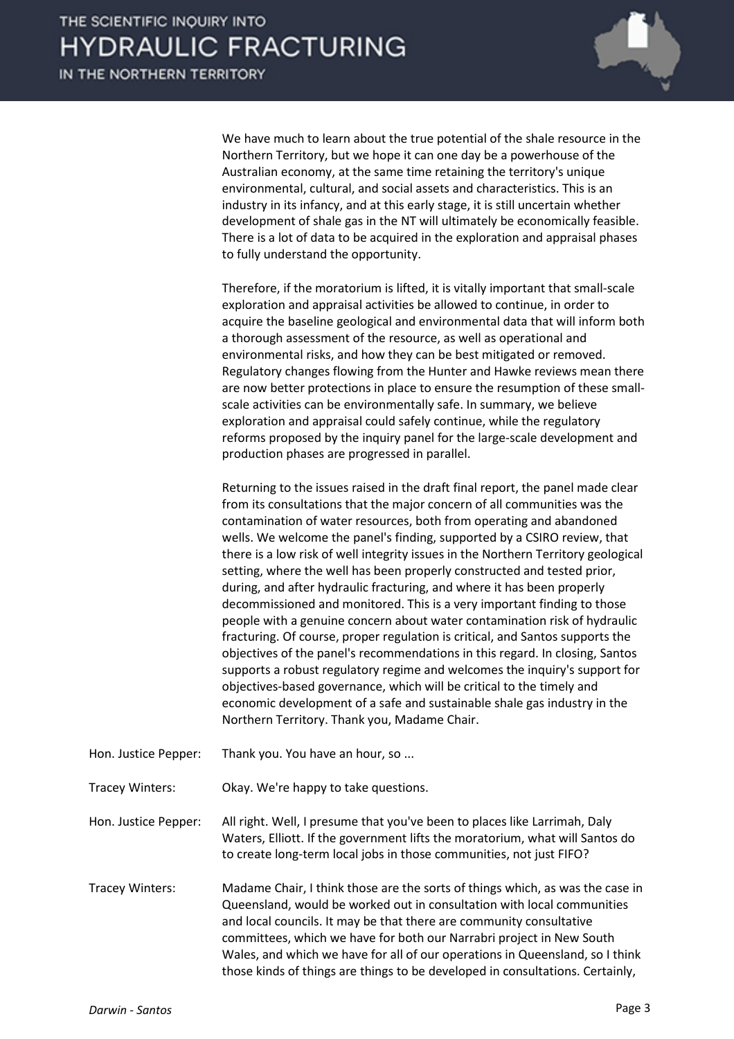We have much to learn about the true potential of the shale resource in the Northern Territory, but we hope it can one day be a powerhouse of the Australian economy, at the same time retaining the territory's unique environmental, cultural, and social assets and characteristics. This is an industry in its infancy, and at this early stage, it is still uncertain whether development of shale gas in the NT will ultimately be economically feasible. There is a lot of data to be acquired in the exploration and appraisal phases to fully understand the opportunity.

Therefore, if the moratorium is lifted, it is vitally important that small-scale exploration and appraisal activities be allowed to continue, in order to acquire the baseline geological and environmental data that will inform both a thorough assessment of the resource, as well as operational and environmental risks, and how they can be best mitigated or removed. Regulatory changes flowing from the Hunter and Hawke reviews mean there are now better protections in place to ensure the resumption of these small-scale activities can be environmentally safe. In summary, we believe exploration and appraisal could safely continue, while the regulatory reforms proposed by the inquiry panel for the large-scale development and production phases are progressed in parallel.

Returning to the issues raised in the draft final report, the panel made clear from its consultations that the major concern of all communities was the contamination of water resources, both from operating and abandoned wells. We welcome the panel's finding, supported by a CSIRO review, that there is a low risk of well integrity issues in the Northern Territory geological setting, where the well has been properly constructed and tested prior, during, and after hydraulic fracturing, and where it has been properly decommissioned and monitored. This is a very important finding to those people with a genuine concern about water contamination risk of hydraulic fracturing. Of course, proper regulation is critical, and Santos supports the objectives of the panel's recommendations in this regard. In closing, Santos supports a robust regulatory regime and welcomes the inquiry's support for objectives-based governance, which will be critical to the timely and economic development of a safe and sustainable shale gas industry in the Northern Territory. Thank you, Madame Chair.

**Hon. Justice Pepper:** Thank you. You have an hour, so ...

**Tracey Winters:** Okay. We're happy to take questions.

**Hon. Justice Pepper:** All right. Well, I presume that you've been to places like Larrimah, Daly Waters, Elliott. If the government lifts the moratorium, what will Santos do to create long-term local jobs in those communities, not just FIFO?

**Tracey Winters:** Madame Chair, I think those are the sorts of things which, as was the case in Queensland, would be worked out in consultation with local communities and local councils. It may be that there are community consultative committees, which we have for both our Narrabri project in New South Wales, and which we have for all of our operations in Queensland, so I think those kinds of things are things to be developed in consultations. Certainly,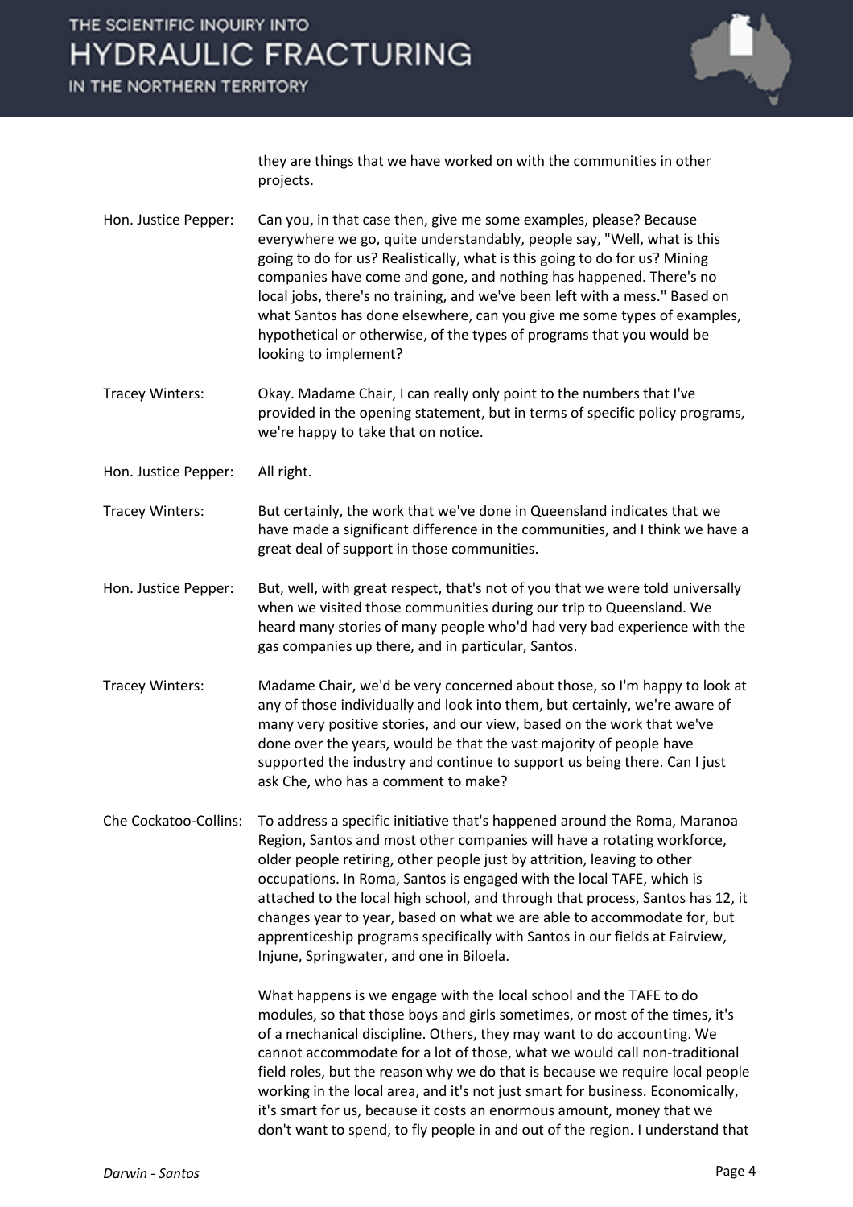they are things that we have worked on with the communities in other projects.

Hon. Justice Pepper: Can you, in that case then, give me some examples, please? Because everywhere we go, quite understandably, people say, "Well, what is this going to do for us? Realistically, what is this going to do for us? Mining companies have come and gone, and nothing has happened. There's no local jobs, there's no training, and we've been left with a mess." Based on what Santos has done elsewhere, can you give me some types of examples, hypothetical or otherwise, of the types of programs that you would be looking to implement?

Tracey Winters: Okay. Madame Chair, I can really only point to the numbers that I've provided in the opening statement, but in terms of specific policy programs, we're happy to take that on notice.

Hon. Justice Pepper: All right.

Tracey Winters: But certainly, the work that we've done in Queensland indicates that we have made a significant difference in the communities, and I think we have a great deal of support in those communities.

Hon. Justice Pepper: But, well, with great respect, that's not of you that we were told universally when we visited those communities during our trip to Queensland. We heard many stories of many people who'd had very bad experience with the gas companies up there, and in particular, Santos.

Tracey Winters: Madame Chair, we'd be very concerned about those, so I'm happy to look at any of those individually and look into them, but certainly, we're aware of many very positive stories, and our view, based on the work that we've done over the years, would be that the vast majority of people have supported the industry and continue to support us being there. Can I just ask Che, who has a comment to make?

Che Cockatoo-Collins: To address a specific initiative that's happened around the Roma, Maranoa Region, Santos and most other companies will have a rotating workforce, older people retiring, other people just by attrition, leaving to other occupations. In Roma, Santos is engaged with the local TAFE, which is attached to the local high school, and through that process, Santos has 12, it changes year to year, based on what we are able to accommodate for, but apprenticeship programs specifically with Santos in our fields at Fairview, Injune, Springwater, and one in Biloela.

What happens is we engage with the local school and the TAFE to do modules, so that those boys and girls sometimes, or most of the times, it's of a mechanical discipline. Others, they may want to do accounting. We cannot accommodate for a lot of those, what we would call non-traditional field roles, but the reason why we do that is because we require local people working in the local area, and it's not just smart for business. Economically, it's smart for us, because it costs an enormous amount, money that we don't want to spend, to fly people in and out of the region. I understand that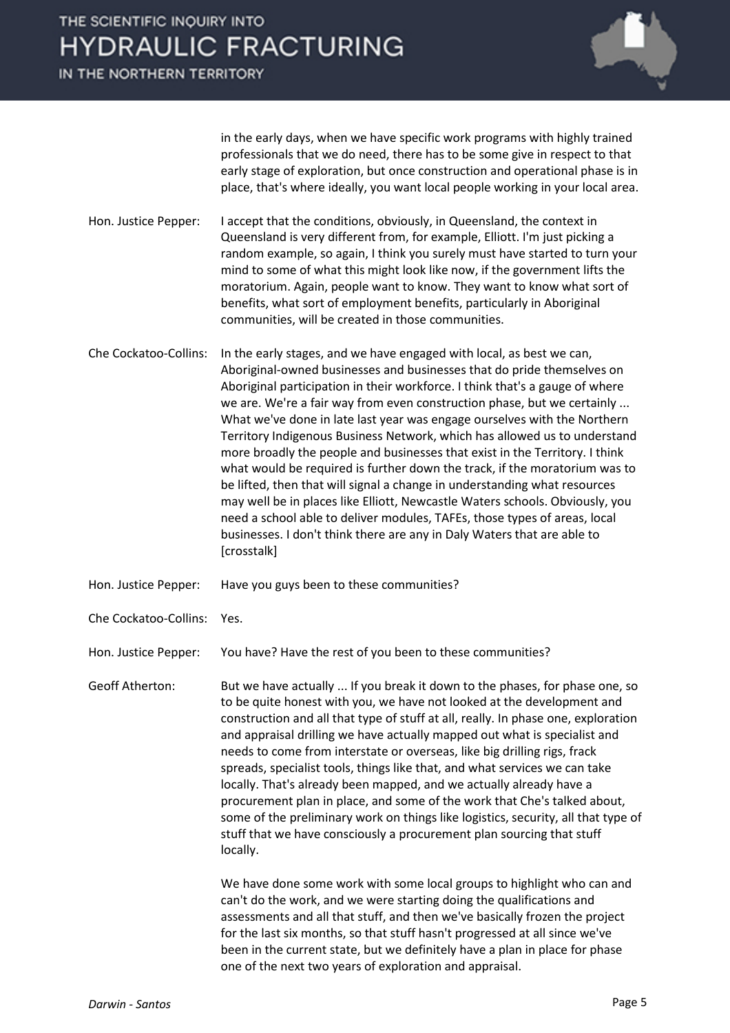in the early days, when we have specific work programs with highly trained professionals that we do need, there has to be some give in respect to that early stage of exploration, but once construction and operational phase is in place, that's where ideally, you want local people working in your local area.

Hon. Justice Pepper: I accept that the conditions, obviously, in Queensland, the context in Queensland is very different from, for example, Elliott. I'm just picking a random example, so again, I think you surely must have started to turn your mind to some of what this might look like now, if the government lifts the moratorium. Again, people want to know. They want to know what sort of benefits, what sort of employment benefits, particularly in Aboriginal communities, will be created in those communities.

Che Cockatoo-Collins: In the early stages, and we have engaged with local, as best we can, Aboriginal-owned businesses and businesses that do pride themselves on Aboriginal participation in their workforce. I think that's a gauge of where we are. We're a fair way from even construction phase, but we certainly ... What we've done in late last year was engage ourselves with the Northern Territory Indigenous Business Network, which has allowed us to understand more broadly the people and businesses that exist in the Territory. I think what would be required is further down the track, if the moratorium was to be lifted, then that will signal a change in understanding what resources may well be in places like Elliott, Newcastle Waters schools. Obviously, you need a school able to deliver modules, TAFEs, those types of areas, local businesses. I don't think there are any in Daly Waters that are able to [crosstalk]

Hon. Justice Pepper: Have you guys been to these communities?

Che Cockatoo-Collins: Yes.

Hon. Justice Pepper: You have? Have the rest of you been to these communities?

Geoff Atherton: But we have actually ... If you break it down to the phases, for phase one, so to be quite honest with you, we have not looked at the development and construction and all that type of stuff at all, really. In phase one, exploration and appraisal drilling we have actually mapped out what is specialist and needs to come from interstate or overseas, like big drilling rigs, frack spreads, specialist tools, things like that, and what services we can take locally. That's already been mapped, and we actually already have a procurement plan in place, and some of the work that Che's talked about, some of the preliminary work on things like logistics, security, all that type of stuff that we have consciously a procurement plan sourcing that stuff locally.

We have done some work with some local groups to highlight who can and can't do the work, and we were starting doing the qualifications and assessments and all that stuff, and then we've basically frozen the project for the last six months, so that stuff hasn't progressed at all since we've been in the current state, but we definitely have a plan in place for phase one of the next two years of exploration and appraisal.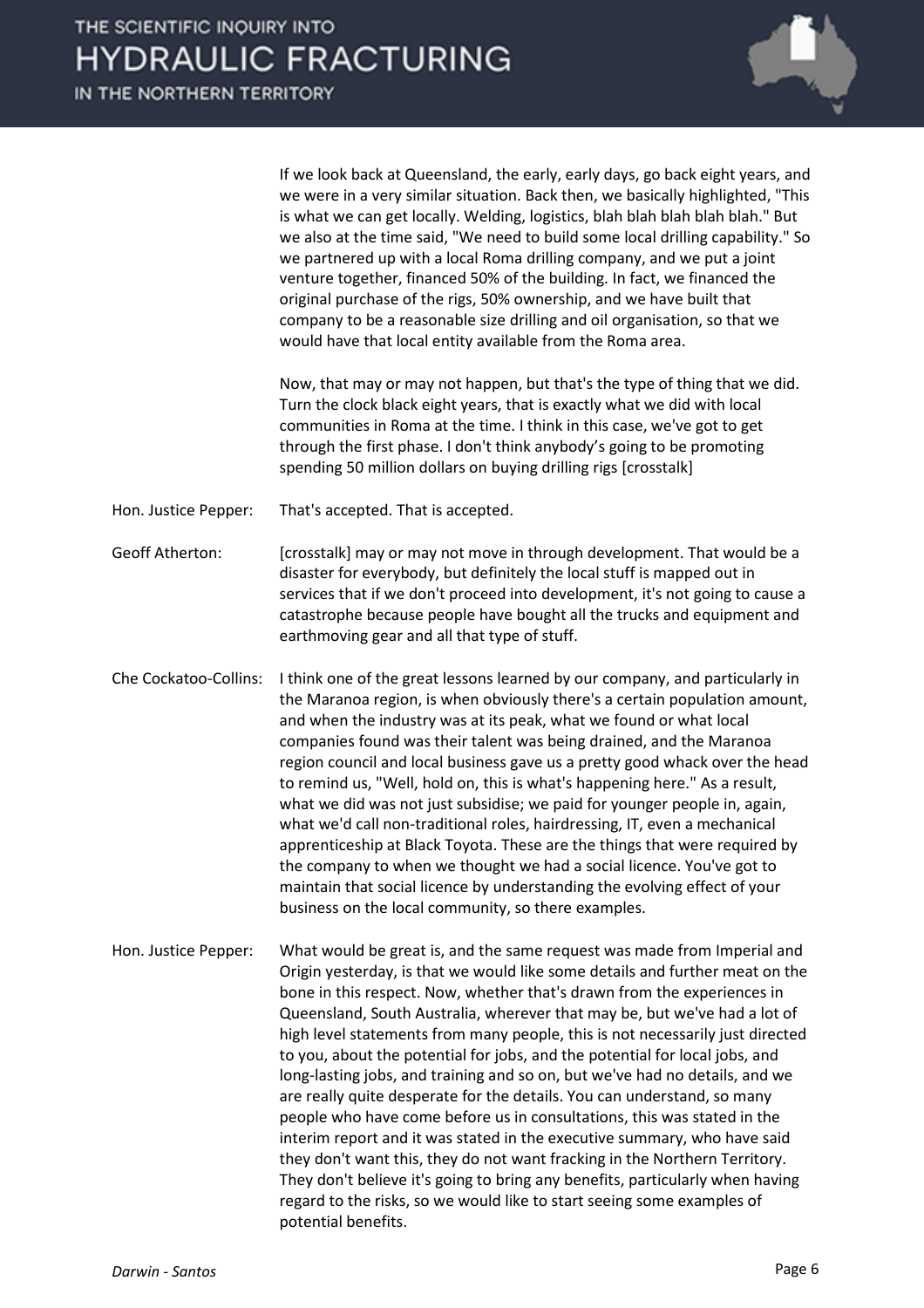If we look back at Queensland, the early, early days, go back eight years, and we were in a very similar situation. Back then, we basically highlighted, "This is what we can get locally. Welding, logistics, blah blah blah blah blah." But we also at the time said, "We need to build some local drilling capability." So we partnered up with a local Roma drilling company, and we put a joint venture together, financed 50% of the building. In fact, we financed the original purchase of the rigs, 50% ownership, and we have built that company to be a reasonable size drilling and oil organisation, so that we would have that local entity available from the Roma area.

Now, that may or may not happen, but that's the type of thing that we did. Turn the clock black eight years, that is exactly what we did with local communities in Roma at the time. I think in this case, we've got to get through the first phase. I don't think anybody's going to be promoting spending 50 million dollars on buying drilling rigs [crosstalk]

**Hon. Justice Pepper:** That's accepted. That is accepted.

**Geoff Atherton:** [crosstalk] may or may not move in through development. That would be a disaster for everybody, but definitely the local stuff is mapped out in services that if we don't proceed into development, it's not going to cause a catastrophe because people have bought all the trucks and equipment and earthmoving gear and all that type of stuff.

**Che Cockatoo-Collins:** I think one of the great lessons learned by our company, and particularly in the Maranoa region, is when obviously there's a certain population amount, and when the industry was at its peak, what we found or what local companies found was their talent was being drained, and the Maranoa region council and local business gave us a pretty good whack over the head to remind us, "Well, hold on, this is what's happening here." As a result, what we did was not just subsidise; we paid for younger people in, again, what we'd call non-traditional roles, hairdressing, IT, even a mechanical apprenticeship at Black Toyota. These are the things that were required by the company to when we thought we had a social licence. You've got to maintain that social licence by understanding the evolving effect of your business on the local community, so there examples.

**Hon. Justice Pepper:** What would be great is, and the same request was made from Imperial and Origin yesterday, is that we would like some details and further meat on the bone in this respect. Now, whether that's drawn from the experiences in Queensland, South Australia, wherever that may be, but we've had a lot of high level statements from many people, this is not necessarily just directed to you, about the potential for jobs, and the potential for local jobs, and long-lasting jobs, and training and so on, but we've had no details, and we are really quite desperate for the details. You can understand, so many people who have come before us in consultations, this was stated in the interim report and it was stated in the executive summary, who have said they don't want this, they do not want fracking in the Northern Territory. They don't believe it's going to bring any benefits, particularly when having regard to the risks, so we would like to start seeing some examples of potential benefits.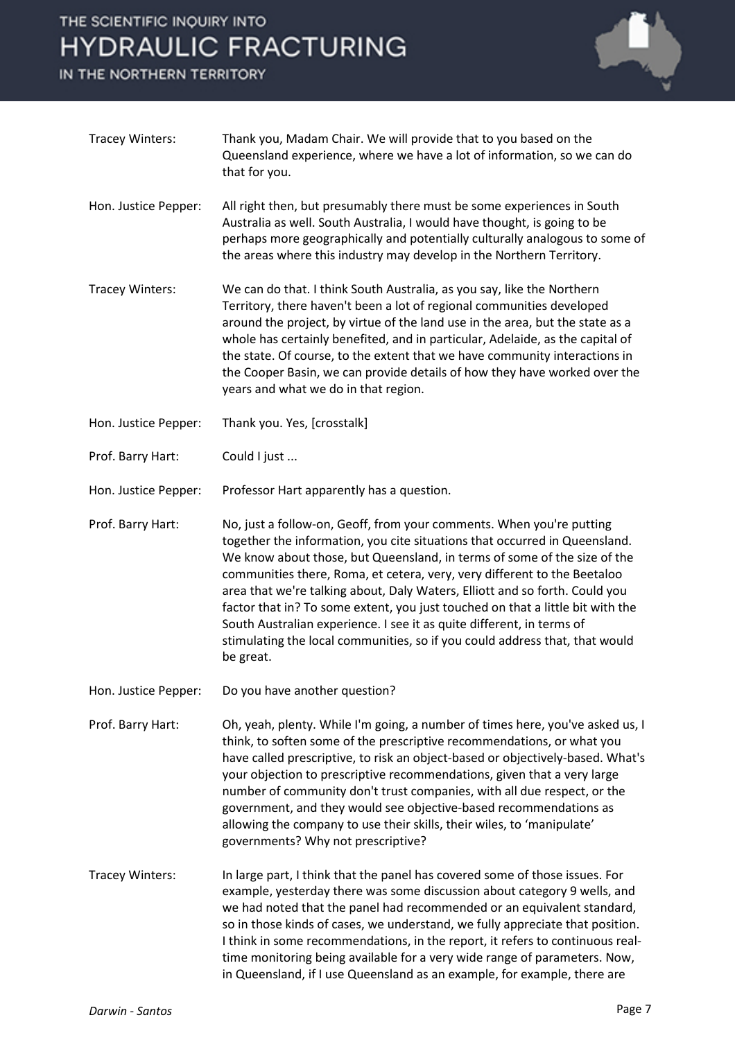**Tracey Winters:** Thank you, Madam Chair. We will provide that to you based on the Queensland experience, where we have a lot of information, so we can do that for you.

**Hon. Justice Pepper:** All right then, but presumably there must be some experiences in South Australia as well. South Australia, I would have thought, is going to be perhaps more geographically and potentially culturally analogous to some of the areas where this industry may develop in the Northern Territory.

**Tracey Winters:** We can do that. I think South Australia, as you say, like the Northern Territory, there haven't been a lot of regional communities developed around the project, by virtue of the land use in the area, but the state as a whole has certainly benefited, and in particular, Adelaide, as the capital of the state. Of course, to the extent that we have community interactions in the Cooper Basin, we can provide details of how they have worked over the years and what we do in that region.

**Hon. Justice Pepper:** Thank you. Yes, [crosstalk]

**Prof. Barry Hart:** Could I just ...

**Hon. Justice Pepper:** Professor Hart apparently has a question.

**Prof. Barry Hart:** No, just a follow-on, Geoff, from your comments. When you're putting together the information, you cite situations that occurred in Queensland. We know about those, but Queensland, in terms of some of the size of the communities there, Roma, et cetera, very, very different to the Beetaloo area that we're talking about, Daly Waters, Elliott and so forth. Could you factor that in? To some extent, you just touched on that a little bit with the South Australian experience. I see it as quite different, in terms of stimulating the local communities, so if you could address that, that would be great.

**Hon. Justice Pepper:** Do you have another question?

**Prof. Barry Hart:** Oh, yeah, plenty. While I'm going, a number of times here, you've asked us, I think, to soften some of the prescriptive recommendations, or what you have called prescriptive, to risk an object-based or objectively-based. What's your objection to prescriptive recommendations, given that a very large number of community don't trust companies, with all due respect, or the government, and they would see objective-based recommendations as allowing the company to use their skills, their wiles, to 'manipulate' governments? Why not prescriptive?

**Tracey Winters:** In large part, I think that the panel has covered some of those issues. For example, yesterday there was some discussion about category 9 wells, and we had noted that the panel had recommended or an equivalent standard, so in those kinds of cases, we understand, we fully appreciate that position. I think in some recommendations, in the report, it refers to continuous real-time monitoring being available for a very wide range of parameters. Now, in Queensland, if I use Queensland as an example, for example, there are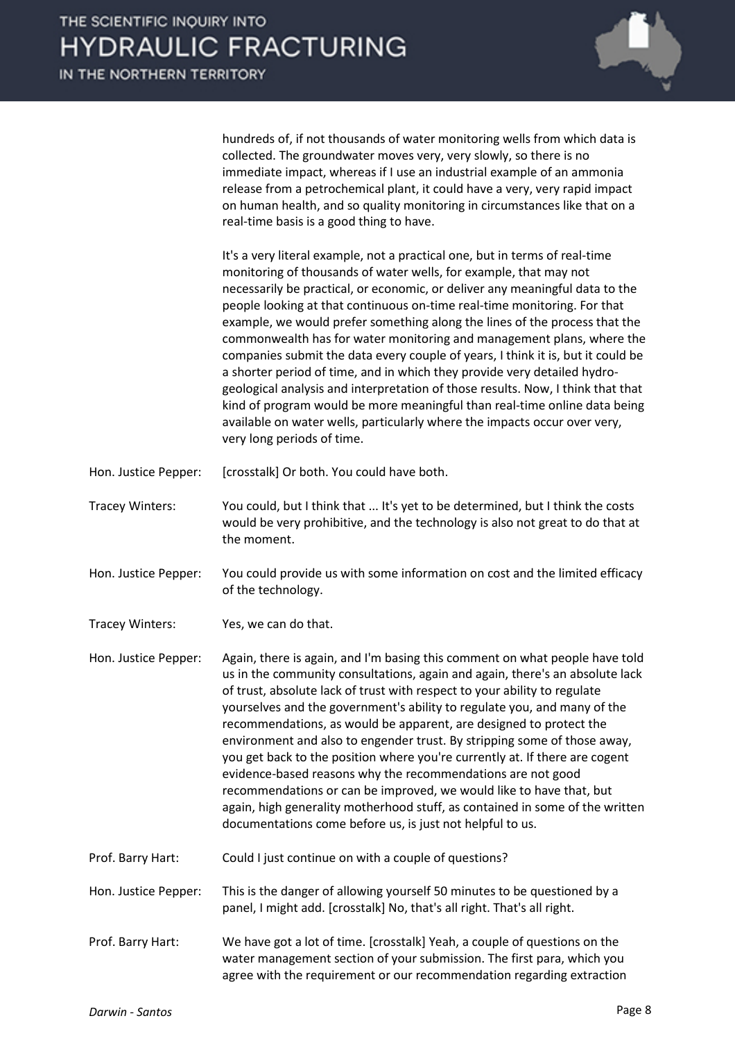hundreds of, if not thousands of water monitoring wells from which data is collected. The groundwater moves very, very slowly, so there is no immediate impact, whereas if I use an industrial example of an ammonia release from a petrochemical plant, it could have a very, very rapid impact on human health, and so quality monitoring in circumstances like that on a real-time basis is a good thing to have.

It's a very literal example, not a practical one, but in terms of real-time monitoring of thousands of water wells, for example, that may not necessarily be practical, or economic, or deliver any meaningful data to the people looking at that continuous on-time real-time monitoring. For that example, we would prefer something along the lines of the process that the commonwealth has for water monitoring and management plans, where the companies submit the data every couple of years, I think it is, but it could be a shorter period of time, and in which they provide very detailed hydro-geological analysis and interpretation of those results. Now, I think that that kind of program would be more meaningful than real-time online data being available on water wells, particularly where the impacts occur over very, very long periods of time.

Hon. Justice Pepper: [crosstalk] Or both. You could have both.

Tracey Winters: You could, but I think that ... It's yet to be determined, but I think the costs would be very prohibitive, and the technology is also not great to do that at the moment.

Hon. Justice Pepper: You could provide us with some information on cost and the limited efficacy of the technology.

Tracey Winters: Yes, we can do that.

Hon. Justice Pepper: Again, there is again, and I'm basing this comment on what people have told us in the community consultations, again and again, there's an absolute lack of trust, absolute lack of trust with respect to your ability to regulate yourselves and the government's ability to regulate you, and many of the recommendations, as would be apparent, are designed to protect the environment and also to engender trust. By stripping some of those away, you get back to the position where you're currently at. If there are cogent evidence-based reasons why the recommendations are not good recommendations or can be improved, we would like to have that, but again, high generality motherhood stuff, as contained in some of the written documentations come before us, is just not helpful to us.

Prof. Barry Hart: Could I just continue on with a couple of questions?

Hon. Justice Pepper: This is the danger of allowing yourself 50 minutes to be questioned by a panel, I might add. [crosstalk] No, that's all right. That's all right.

Prof. Barry Hart: We have got a lot of time. [crosstalk] Yeah, a couple of questions on the water management section of your submission. The first para, which you agree with the requirement or our recommendation regarding extraction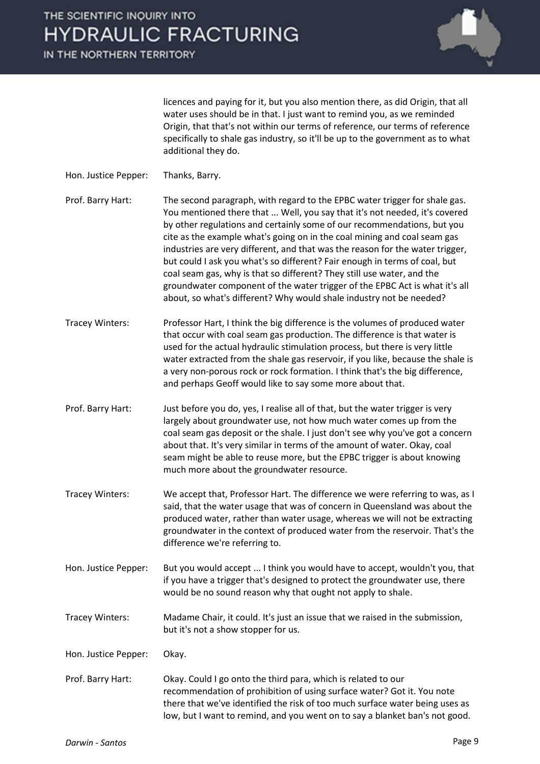licences and paying for it, but you also mention there, as did Origin, that all water uses should be in that. I just want to remind you, as we reminded Origin, that that's not within our terms of reference, our terms of reference specifically to shale gas industry, so it'll be up to the government as to what additional they do.

Hon. Justice Pepper: Thanks, Barry.

Prof. Barry Hart: The second paragraph, with regard to the EPBC water trigger for shale gas. You mentioned there that ... Well, you say that it's not needed, it's covered by other regulations and certainly some of our recommendations, but you cite as the example what's going on in the coal mining and coal seam gas industries are very different, and that was the reason for the water trigger, but could I ask you what's so different? Fair enough in terms of coal, but coal seam gas, why is that so different? They still use water, and the groundwater component of the water trigger of the EPBC Act is what it's all about, so what's different? Why would shale industry not be needed?

Tracey Winters: Professor Hart, I think the big difference is the volumes of produced water that occur with coal seam gas production. The difference is that water is used for the actual hydraulic stimulation process, but there is very little water extracted from the shale gas reservoir, if you like, because the shale is a very non-porous rock or rock formation. I think that's the big difference, and perhaps Geoff would like to say some more about that.

Prof. Barry Hart: Just before you do, yes, I realise all of that, but the water trigger is very largely about groundwater use, not how much water comes up from the coal seam gas deposit or the shale. I just don't see why you've got a concern about that. It's very similar in terms of the amount of water. Okay, coal seam might be able to reuse more, but the EPBC trigger is about knowing much more about the groundwater resource.

Tracey Winters: We accept that, Professor Hart. The difference we were referring to was, as I said, that the water usage that was of concern in Queensland was about the produced water, rather than water usage, whereas we will not be extracting groundwater in the context of produced water from the reservoir. That's the difference we're referring to.

Hon. Justice Pepper: But you would accept ... I think you would have to accept, wouldn't you, that if you have a trigger that's designed to protect the groundwater use, there would be no sound reason why that ought not apply to shale.

Tracey Winters: Madame Chair, it could. It's just an issue that we raised in the submission, but it's not a show stopper for us.

Hon. Justice Pepper: Okay.

Prof. Barry Hart: Okay. Could I go onto the third para, which is related to our recommendation of prohibition of using surface water? Got it. You note there that we've identified the risk of too much surface water being uses as low, but I want to remind, and you went on to say a blanket ban's not good.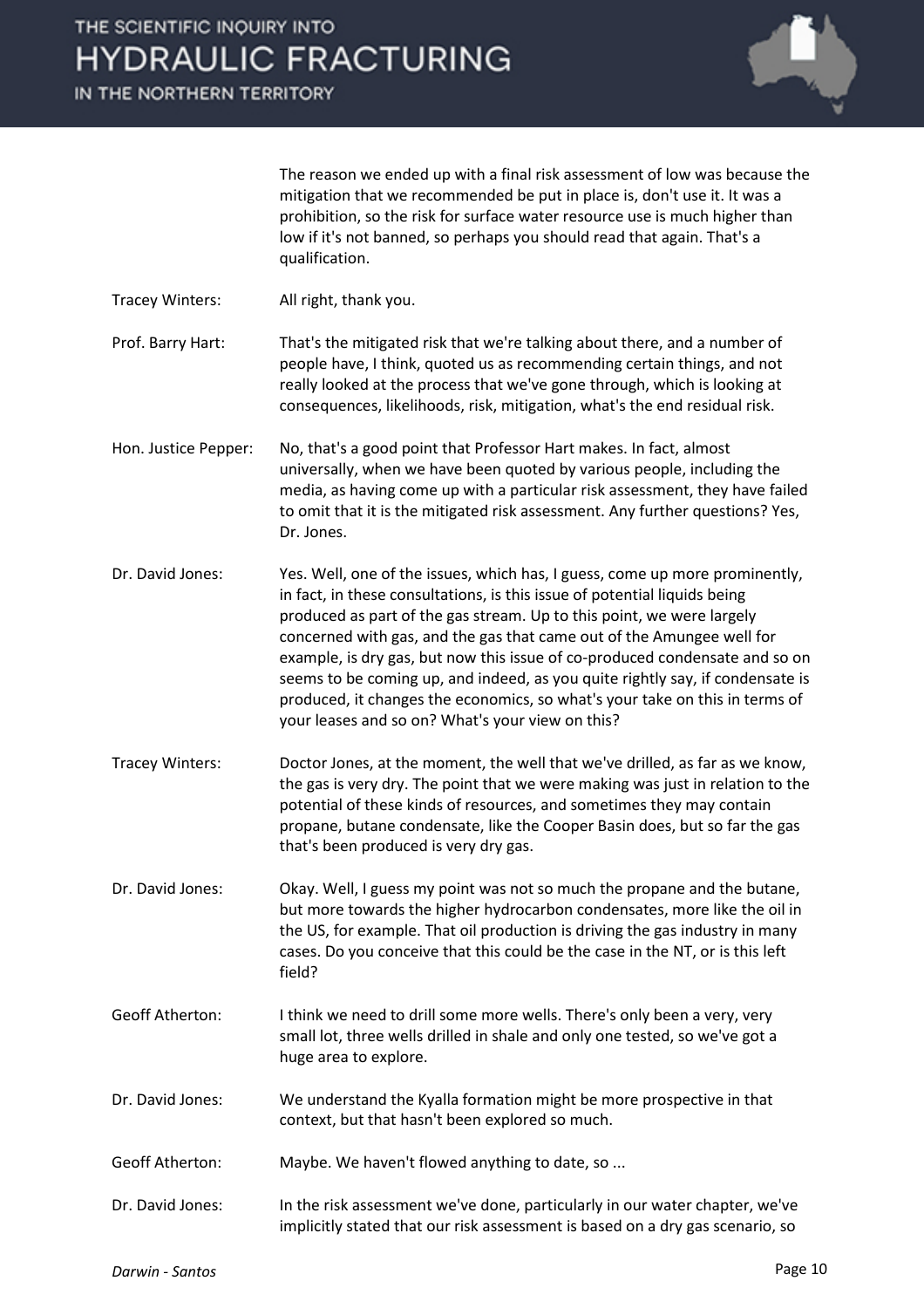The reason we ended up with a final risk assessment of low was because the mitigation that we recommended be put in place is, don't use it. It was a prohibition, so the risk for surface water resource use is much higher than low if it's not banned, so perhaps you should read that again. That's a qualification.

**Tracey Winters:** All right, thank you.

**Prof. Barry Hart:** That's the mitigated risk that we're talking about there, and a number of people have, I think, quoted us as recommending certain things, and not really looked at the process that we've gone through, which is looking at consequences, likelihoods, risk, mitigation, what's the end residual risk.

**Hon. Justice Pepper:** No, that's a good point that Professor Hart makes. In fact, almost universally, when we have been quoted by various people, including the media, as having come up with a particular risk assessment, they have failed to omit that it is the mitigated risk assessment. Any further questions? Yes, Dr. Jones.

**Dr. David Jones:** Yes. Well, one of the issues, which has, I guess, come up more prominently, in fact, in these consultations, is this issue of potential liquids being produced as part of the gas stream. Up to this point, we were largely concerned with gas, and the gas that came out of the Amungee well for example, is dry gas, but now this issue of co-produced condensate and so on seems to be coming up, and indeed, as you quite rightly say, if condensate is produced, it changes the economics, so what's your take on this in terms of your leases and so on? What's your view on this?

**Tracey Winters:** Doctor Jones, at the moment, the well that we've drilled, as far as we know, the gas is very dry. The point that we were making was just in relation to the potential of these kinds of resources, and sometimes they may contain propane, butane condensate, like the Cooper Basin does, but so far the gas that's been produced is very dry gas.

**Dr. David Jones:** Okay. Well, I guess my point was not so much the propane and the butane, but more towards the higher hydrocarbon condensates, more like the oil in the US, for example. That oil production is driving the gas industry in many cases. Do you conceive that this could be the case in the NT, or is this left field?

**Geoff Atherton:** I think we need to drill some more wells. There's only been a very, very small lot, three wells drilled in shale and only one tested, so we've got a huge area to explore.

**Dr. David Jones:** We understand the Kyalla formation might be more prospective in that context, but that hasn't been explored so much.

**Geoff Atherton:** Maybe. We haven't flowed anything to date, so ...

**Dr. David Jones:** In the risk assessment we've done, particularly in our water chapter, we've implicitly stated that our risk assessment is based on a dry gas scenario, so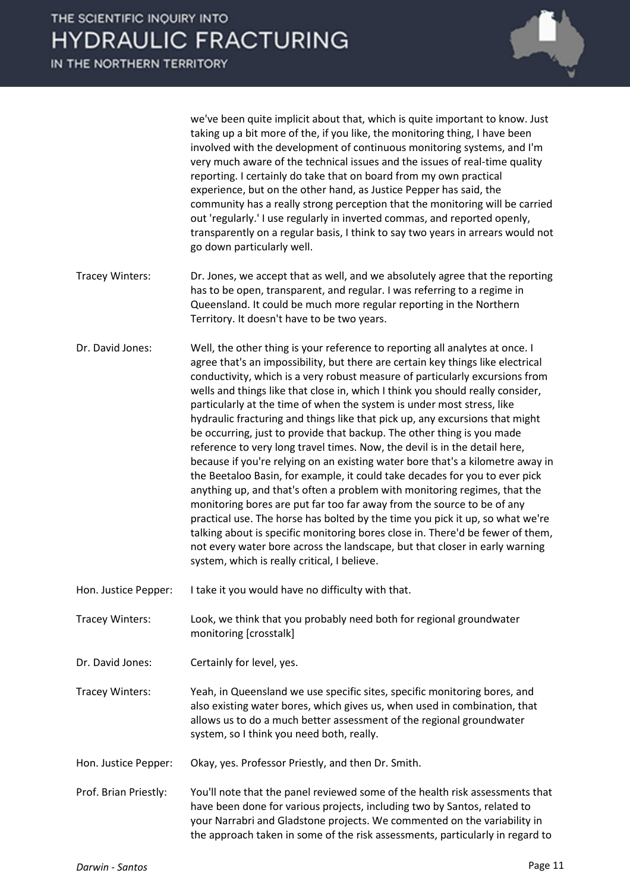we've been quite implicit about that, which is quite important to know. Just taking up a bit more of the, if you like, the monitoring thing, I have been involved with the development of continuous monitoring systems, and I'm very much aware of the technical issues and the issues of real-time quality reporting. I certainly do take that on board from my own practical experience, but on the other hand, as Justice Pepper has said, the community has a really strong perception that the monitoring will be carried out 'regularly.' I use regularly in inverted commas, and reported openly, transparently on a regular basis, I think to say two years in arrears would not go down particularly well.

Tracey Winters: Dr. Jones, we accept that as well, and we absolutely agree that the reporting has to be open, transparent, and regular. I was referring to a regime in Queensland. It could be much more regular reporting in the Northern Territory. It doesn't have to be two years.

Dr. David Jones: Well, the other thing is your reference to reporting all analytes at once. I agree that's an impossibility, but there are certain key things like electrical conductivity, which is a very robust measure of particularly excursions from wells and things like that close in, which I think you should really consider, particularly at the time of when the system is under most stress, like hydraulic fracturing and things like that pick up, any excursions that might be occurring, just to provide that backup. The other thing is you made reference to very long travel times. Now, the devil is in the detail here, because if you're relying on an existing water bore that's a kilometre away in the Beetaloo Basin, for example, it could take decades for you to ever pick anything up, and that's often a problem with monitoring regimes, that the monitoring bores are put far too far away from the source to be of any practical use. The horse has bolted by the time you pick it up, so what we're talking about is specific monitoring bores close in. There'd be fewer of them, not every water bore across the landscape, but that closer in early warning system, which is really critical, I believe.

Hon. Justice Pepper: I take it you would have no difficulty with that.

Tracey Winters: Look, we think that you probably need both for regional groundwater monitoring [crosstalk]

Dr. David Jones: Certainly for level, yes.

Tracey Winters: Yeah, in Queensland we use specific sites, specific monitoring bores, and also existing water bores, which gives us, when used in combination, that allows us to do a much better assessment of the regional groundwater system, so I think you need both, really.

Hon. Justice Pepper: Okay, yes. Professor Priestly, and then Dr. Smith.

Prof. Brian Priestly: You'll note that the panel reviewed some of the health risk assessments that have been done for various projects, including two by Santos, related to your Narrabri and Gladstone projects. We commented on the variability in the approach taken in some of the risk assessments, particularly in regard to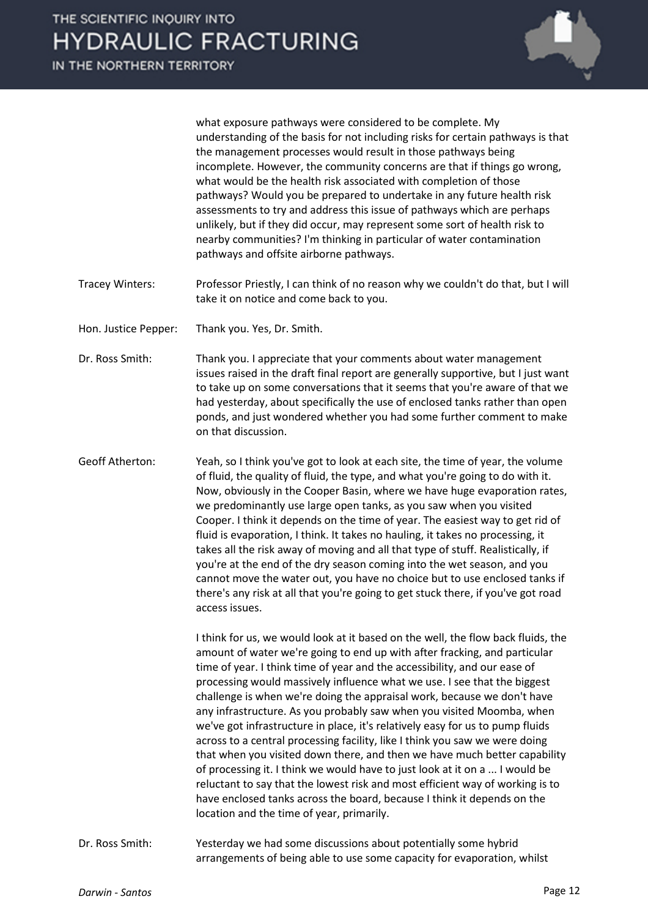what exposure pathways were considered to be complete. My understanding of the basis for not including risks for certain pathways is that the management processes would result in those pathways being incomplete. However, the community concerns are that if things go wrong, what would be the health risk associated with completion of those pathways? Would you be prepared to undertake in any future health risk assessments to try and address this issue of pathways which are perhaps unlikely, but if they did occur, may represent some sort of health risk to nearby communities? I'm thinking in particular of water contamination pathways and offsite airborne pathways.

**Tracey Winters:** Professor Priestly, I can think of no reason why we couldn't do that, but I will take it on notice and come back to you.

**Hon. Justice Pepper:** Thank you. Yes, Dr. Smith.

**Dr. Ross Smith:** Thank you. I appreciate that your comments about water management issues raised in the draft final report are generally supportive, but I just want to take up on some conversations that it seems that you're aware of that we had yesterday, about specifically the use of enclosed tanks rather than open ponds, and just wondered whether you had some further comment to make on that discussion.

**Geoff Atherton:** Yeah, so I think you've got to look at each site, the time of year, the volume of fluid, the quality of fluid, the type, and what you're going to do with it. Now, obviously in the Cooper Basin, where we have huge evaporation rates, we predominantly use large open tanks, as you saw when you visited Cooper. I think it depends on the time of year. The easiest way to get rid of fluid is evaporation, I think. It takes no hauling, it takes no processing, it takes all the risk away of moving and all that type of stuff. Realistically, if you're at the end of the dry season coming into the wet season, and you cannot move the water out, you have no choice but to use enclosed tanks if there's any risk at all that you're going to get stuck there, if you've got road access issues.

I think for us, we would look at it based on the well, the flow back fluids, the amount of water we're going to end up with after fracking, and particular time of year. I think time of year and the accessibility, and our ease of processing would massively influence what we use. I see that the biggest challenge is when we're doing the appraisal work, because we don't have any infrastructure. As you probably saw when you visited Moomba, when we've got infrastructure in place, it's relatively easy for us to pump fluids across to a central processing facility, like I think you saw we were doing that when you visited down there, and then we have much better capability of processing it. I think we would have to just look at it on a ... I would be reluctant to say that the lowest risk and most efficient way of working is to have enclosed tanks across the board, because I think it depends on the location and the time of year, primarily.

**Dr. Ross Smith:** Yesterday we had some discussions about potentially some hybrid arrangements of being able to use some capacity for evaporation, whilst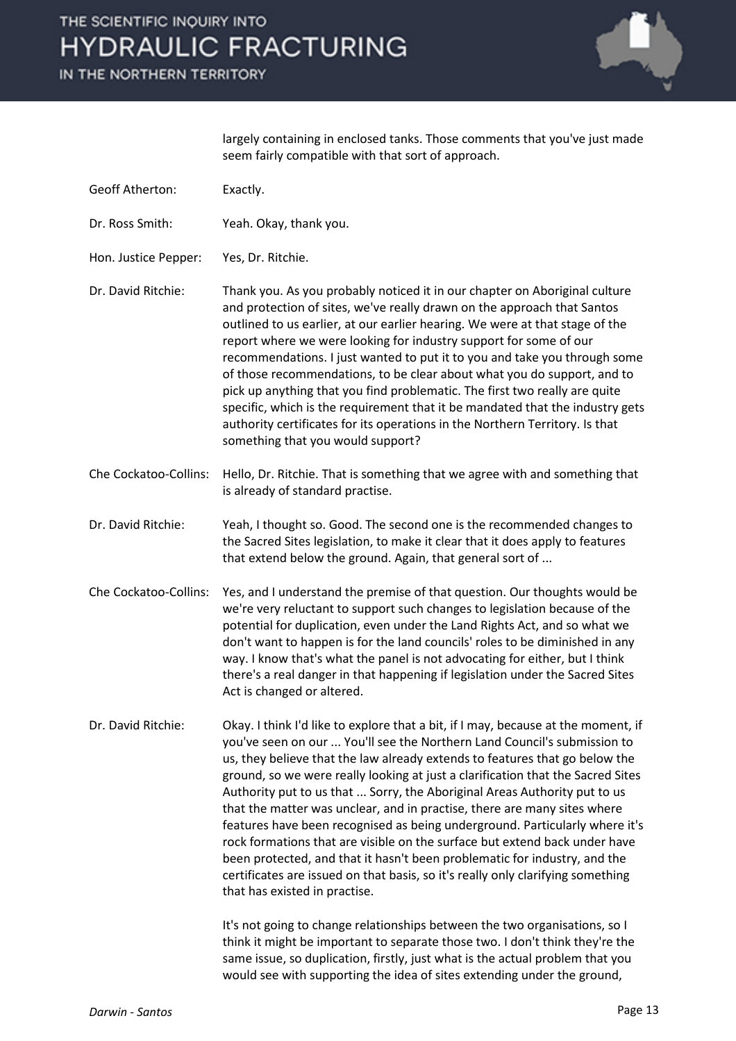largely containing in enclosed tanks. Those comments that you've just made seem fairly compatible with that sort of approach.

Geoff Atherton: Exactly.

Dr. Ross Smith: Yeah. Okay, thank you.

Hon. Justice Pepper: Yes, Dr. Ritchie.

Dr. David Ritchie: Thank you. As you probably noticed it in our chapter on Aboriginal culture and protection of sites, we've really drawn on the approach that Santos outlined to us earlier, at our earlier hearing. We were at that stage of the report where we were looking for industry support for some of our recommendations. I just wanted to put it to you and take you through some of those recommendations, to be clear about what you do support, and to pick up anything that you find problematic. The first two really are quite specific, which is the requirement that it be mandated that the industry gets authority certificates for its operations in the Northern Territory. Is that something that you would support?

Che Cockatoo-Collins: Hello, Dr. Ritchie. That is something that we agree with and something that is already of standard practise.

Dr. David Ritchie: Yeah, I thought so. Good. The second one is the recommended changes to the Sacred Sites legislation, to make it clear that it does apply to features that extend below the ground. Again, that general sort of ...

Che Cockatoo-Collins: Yes, and I understand the premise of that question. Our thoughts would be we're very reluctant to support such changes to legislation because of the potential for duplication, even under the Land Rights Act, and so what we don't want to happen is for the land councils' roles to be diminished in any way. I know that's what the panel is not advocating for either, but I think there's a real danger in that happening if legislation under the Sacred Sites Act is changed or altered.

Dr. David Ritchie: Okay. I think I'd like to explore that a bit, if I may, because at the moment, if you've seen on our ... You'll see the Northern Land Council's submission to us, they believe that the law already extends to features that go below the ground, so we were really looking at just a clarification that the Sacred Sites Authority put to us that ... Sorry, the Aboriginal Areas Authority put to us that the matter was unclear, and in practise, there are many sites where features have been recognised as being underground. Particularly where it's rock formations that are visible on the surface but extend back under have been protected, and that it hasn't been problematic for industry, and the certificates are issued on that basis, so it's really only clarifying something that has existed in practise.

It's not going to change relationships between the two organisations, so I think it might be important to separate those two. I don't think they're the same issue, so duplication, firstly, just what is the actual problem that you would see with supporting the idea of sites extending under the ground,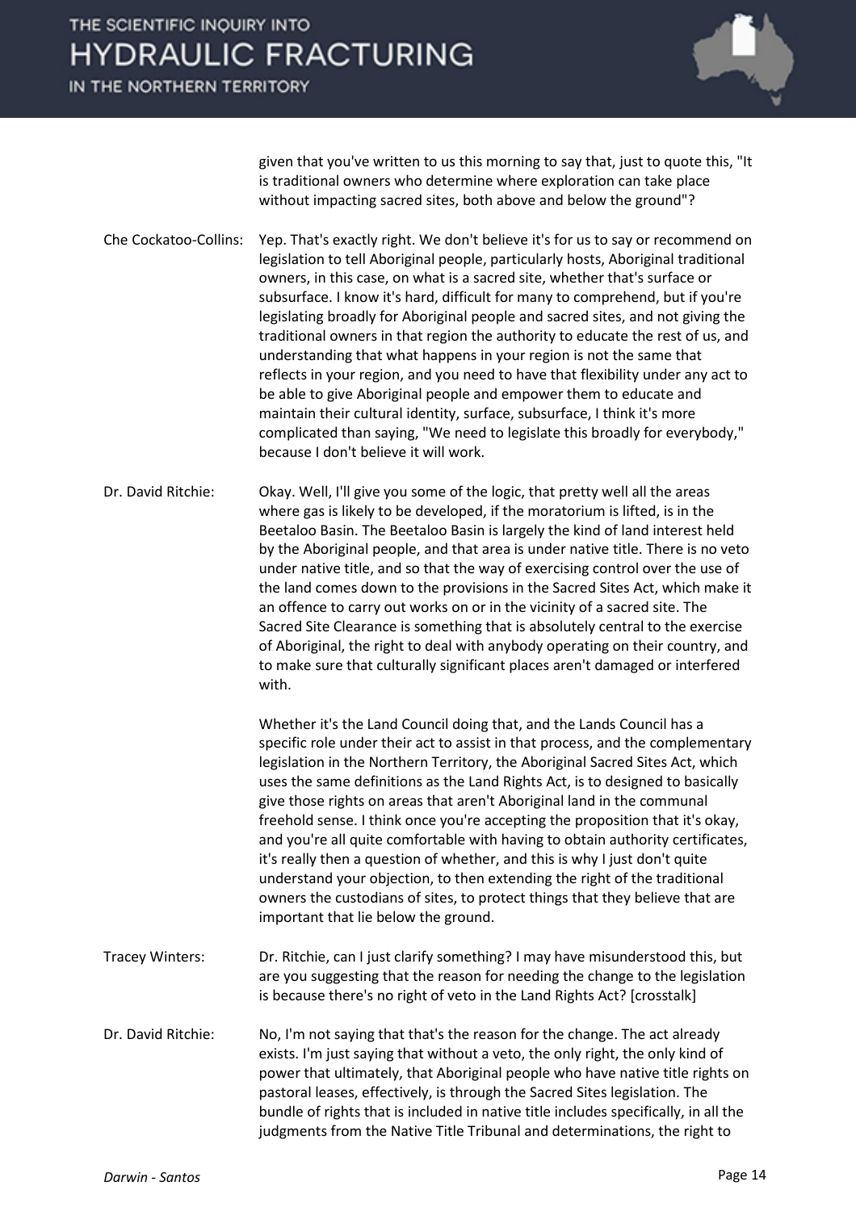given that you've written to us this morning to say that, just to quote this, "It is traditional owners who determine where exploration can take place without impacting sacred sites, both above and below the ground"?

**Che Cockatoo-Collins:** Yep. That's exactly right. We don't believe it's for us to say or recommend on legislation to tell Aboriginal people, particularly hosts, Aboriginal traditional owners, in this case, on what is a sacred site, whether that's surface or subsurface. I know it's hard, difficult for many to comprehend, but if you're legislating broadly for Aboriginal people and sacred sites, and not giving the traditional owners in that region the authority to educate the rest of us, and understanding that what happens in your region is not the same that reflects in your region, and you need to have that flexibility under any act to be able to give Aboriginal people and empower them to educate and maintain their cultural identity, surface, subsurface, I think it's more complicated than saying, "We need to legislate this broadly for everybody," because I don't believe it will work.

**Dr. David Ritchie:** Okay. Well, I'll give you some of the logic, that pretty well all the areas where gas is likely to be developed, if the moratorium is lifted, is in the Beetaloo Basin. The Beetaloo Basin is largely the kind of land interest held by the Aboriginal people, and that area is under native title. There is no veto under native title, and so that the way of exercising control over the use of the land comes down to the provisions in the Sacred Sites Act, which make it an offence to carry out works on or in the vicinity of a sacred site. The Sacred Site Clearance is something that is absolutely central to the exercise of Aboriginal, the right to deal with anybody operating on their country, and to make sure that culturally significant places aren't damaged or interfered with.

Whether it's the Land Council doing that, and the Lands Council has a specific role under their act to assist in that process, and the complementary legislation in the Northern Territory, the Aboriginal Sacred Sites Act, which uses the same definitions as the Land Rights Act, is to designed to basically give those rights on areas that aren't Aboriginal land in the communal freehold sense. I think once you're accepting the proposition that it's okay, and you're all quite comfortable with having to obtain authority certificates, it's really then a question of whether, and this is why I just don't quite understand your objection, to then extending the right of the traditional owners the custodians of sites, to protect things that they believe that are important that lie below the ground.

**Tracey Winters:** Dr. Ritchie, can I just clarify something? I may have misunderstood this, but are you suggesting that the reason for needing the change to the legislation is because there's no right of veto in the Land Rights Act? [crosstalk]

**Dr. David Ritchie:** No, I'm not saying that that's the reason for the change. The act already exists. I'm just saying that without a veto, the only right, the only kind of power that ultimately, that Aboriginal people who have native title rights on pastoral leases, effectively, is through the Sacred Sites legislation. The bundle of rights that is included in native title includes specifically, in all the judgments from the Native Title Tribunal and determinations, the right to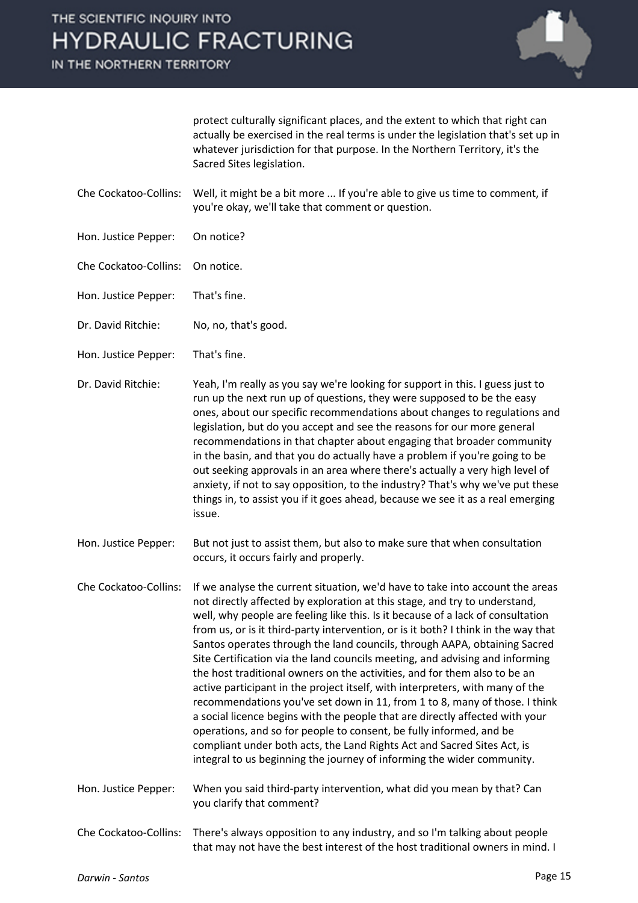protect culturally significant places, and the extent to which that right can actually be exercised in the real terms is under the legislation that's set up in whatever jurisdiction for that purpose. In the Northern Territory, it's the Sacred Sites legislation.

**Che Cockatoo-Collins:** Well, it might be a bit more ... If you're able to give us time to comment, if you're okay, we'll take that comment or question.

**Hon. Justice Pepper:** On notice?

**Che Cockatoo-Collins:** On notice.

**Hon. Justice Pepper:** That's fine.

**Dr. David Ritchie:** No, no, that's good.

**Hon. Justice Pepper:** That's fine.

**Dr. David Ritchie:** Yeah, I'm really as you say we're looking for support in this. I guess just to run up the next run up of questions, they were supposed to be the easy ones, about our specific recommendations about changes to regulations and legislation, but do you accept and see the reasons for our more general recommendations in that chapter about engaging that broader community in the basin, and that you do actually have a problem if you're going to be out seeking approvals in an area where there's actually a very high level of anxiety, if not to say opposition, to the industry? That's why we've put these things in, to assist you if it goes ahead, because we see it as a real emerging issue.

**Hon. Justice Pepper:** But not just to assist them, but also to make sure that when consultation occurs, it occurs fairly and properly.

**Che Cockatoo-Collins:** If we analyse the current situation, we'd have to take into account the areas not directly affected by exploration at this stage, and try to understand, well, why people are feeling like this. Is it because of a lack of consultation from us, or is it third-party intervention, or is it both? I think in the way that Santos operates through the land councils, through AAPA, obtaining Sacred Site Certification via the land councils meeting, and advising and informing the host traditional owners on the activities, and for them also to be an active participant in the project itself, with interpreters, with many of the recommendations you've set down in 11, from 1 to 8, many of those. I think a social licence begins with the people that are directly affected with your operations, and so for people to consent, be fully informed, and be compliant under both acts, the Land Rights Act and Sacred Sites Act, is integral to us beginning the journey of informing the wider community.

**Hon. Justice Pepper:** When you said third-party intervention, what did you mean by that? Can you clarify that comment?

**Che Cockatoo-Collins:** There's always opposition to any industry, and so I'm talking about people that may not have the best interest of the host traditional owners in mind. I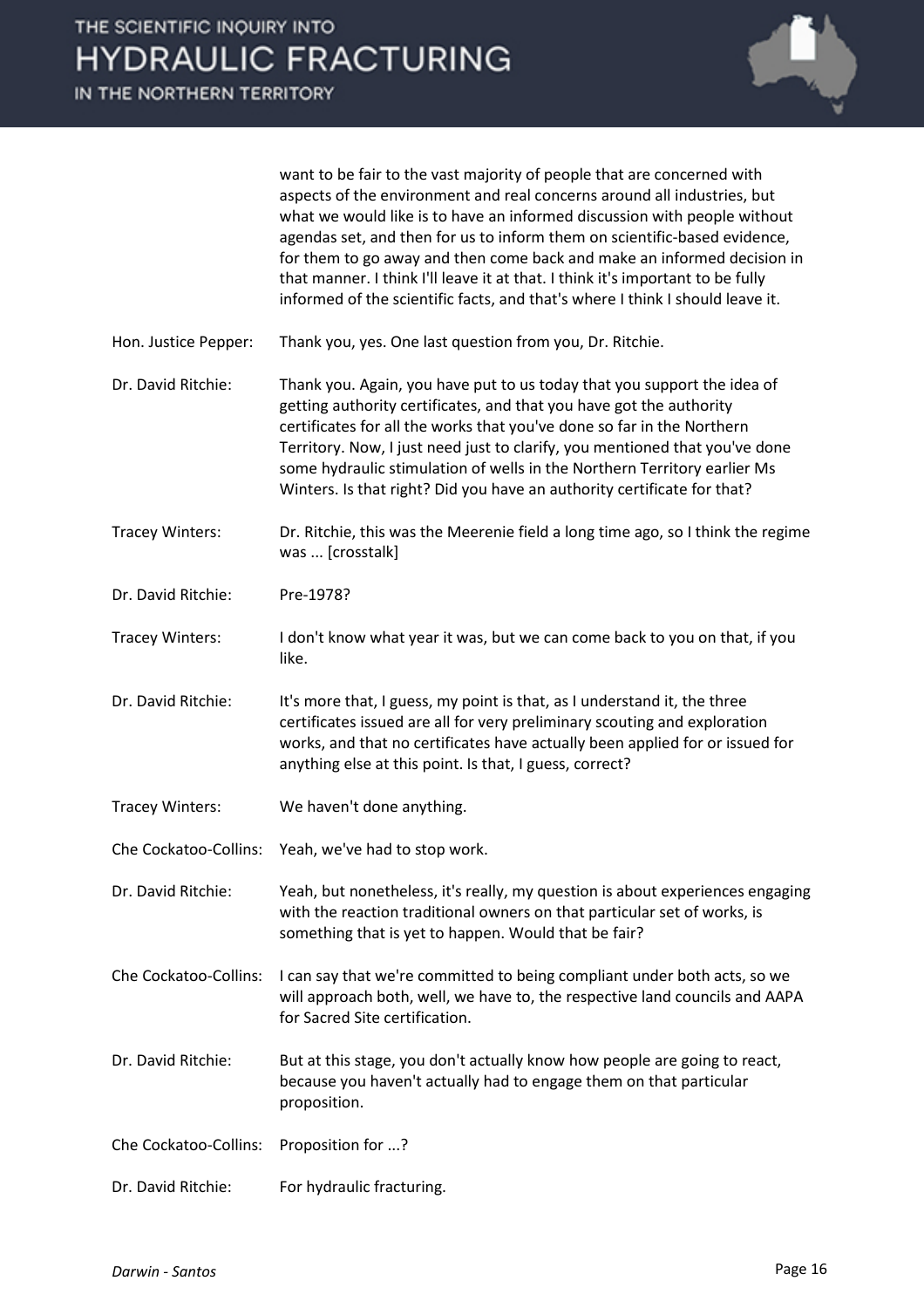want to be fair to the vast majority of people that are concerned with aspects of the environment and real concerns around all industries, but what we would like is to have an informed discussion with people without agendas set, and then for us to inform them on scientific-based evidence, for them to go away and then come back and make an informed decision in that manner. I think I'll leave it at that. I think it's important to be fully informed of the scientific facts, and that's where I think I should leave it.

**Hon. Justice Pepper:** Thank you, yes. One last question from you, Dr. Ritchie.

**Dr. David Ritchie:** Thank you. Again, you have put to us today that you support the idea of getting authority certificates, and that you have got the authority certificates for all the works that you've done so far in the Northern Territory. Now, I just need just to clarify, you mentioned that you've done some hydraulic stimulation of wells in the Northern Territory earlier Ms Winters. Is that right? Did you have an authority certificate for that?

**Tracey Winters:** Dr. Ritchie, this was the Meerenie field a long time ago, so I think the regime was ... [crosstalk]

**Dr. David Ritchie:** Pre-1978?

**Tracey Winters:** I don't know what year it was, but we can come back to you on that, if you like.

**Dr. David Ritchie:** It's more that, I guess, my point is that, as I understand it, the three certificates issued are all for very preliminary scouting and exploration works, and that no certificates have actually been applied for or issued for anything else at this point. Is that, I guess, correct?

**Tracey Winters:** We haven't done anything.

**Che Cockatoo-Collins:** Yeah, we've had to stop work.

**Dr. David Ritchie:** Yeah, but nonetheless, it's really, my question is about experiences engaging with the reaction traditional owners on that particular set of works, is something that is yet to happen. Would that be fair?

**Che Cockatoo-Collins:** I can say that we're committed to being compliant under both acts, so we will approach both, well, we have to, the respective land councils and AAPA for Sacred Site certification.

**Dr. David Ritchie:** But at this stage, you don't actually know how people are going to react, because you haven't actually had to engage them on that particular proposition.

**Che Cockatoo-Collins:** Proposition for ...?

**Dr. David Ritchie:** For hydraulic fracturing.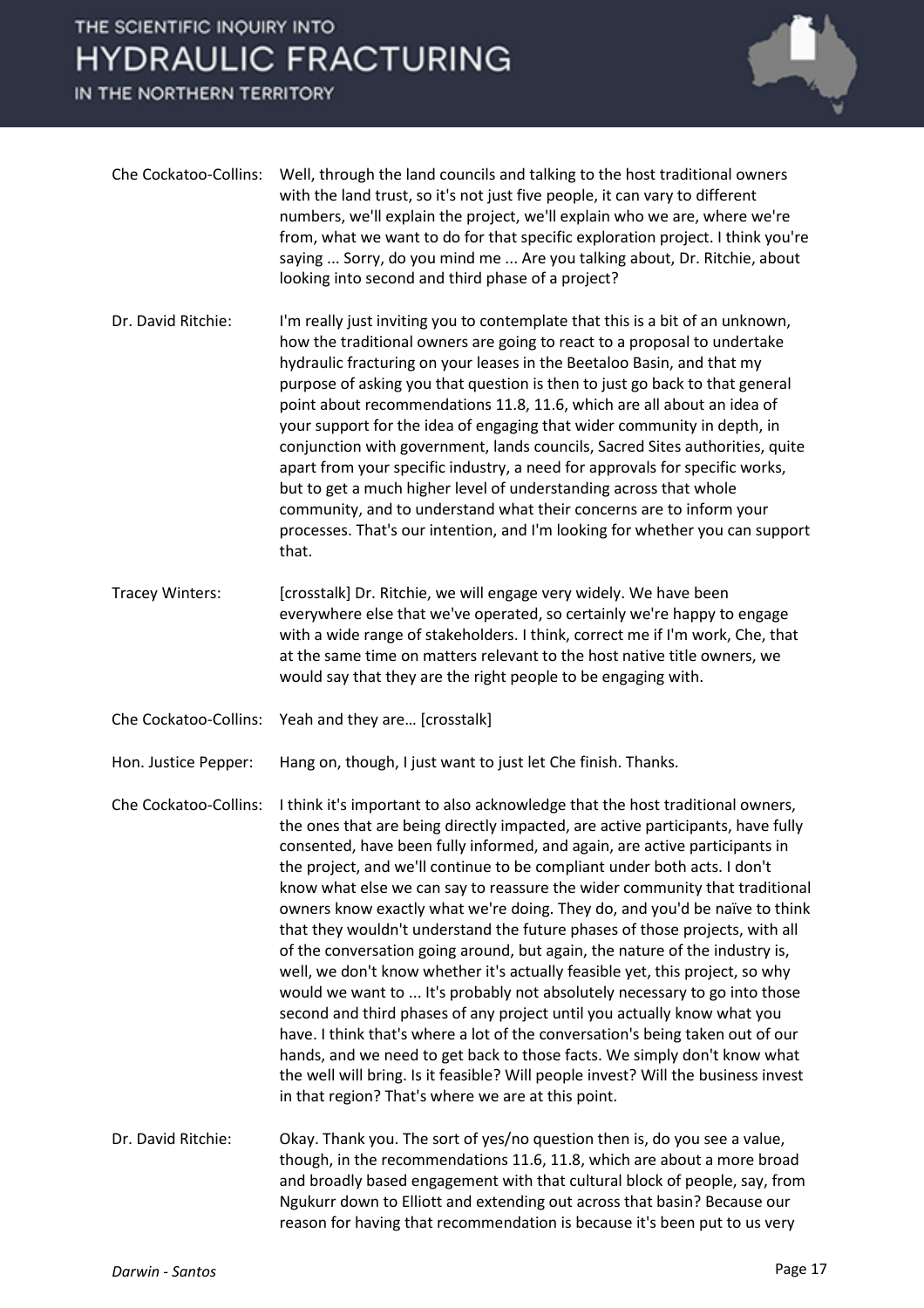**Che Cockatoo-Collins:** Well, through the land councils and talking to the host traditional owners with the land trust, so it's not just five people, it can vary to different numbers, we'll explain the project, we'll explain who we are, where we're from, what we want to do for that specific exploration project. I think you're saying ... Sorry, do you mind me ... Are you talking about, Dr. Ritchie, about looking into second and third phase of a project?

**Dr. David Ritchie:** I'm really just inviting you to contemplate that this is a bit of an unknown, how the traditional owners are going to react to a proposal to undertake hydraulic fracturing on your leases in the Beetaloo Basin, and that my purpose of asking you that question is then to just go back to that general point about recommendations 11.8, 11.6, which are all about an idea of your support for the idea of engaging that wider community in depth, in conjunction with government, lands councils, Sacred Sites authorities, quite apart from your specific industry, a need for approvals for specific works, but to get a much higher level of understanding across that whole community, and to understand what their concerns are to inform your processes. That's our intention, and I'm looking for whether you can support that.

**Tracey Winters:** [crosstalk] Dr. Ritchie, we will engage very widely. We have been everywhere else that we've operated, so certainly we're happy to engage with a wide range of stakeholders. I think, correct me if I'm work, Che, that at the same time on matters relevant to the host native title owners, we would say that they are the right people to be engaging with.

**Che Cockatoo-Collins:** Yeah and they are… [crosstalk]

**Hon. Justice Pepper:** Hang on, though, I just want to just let Che finish. Thanks.

**Che Cockatoo-Collins:** I think it's important to also acknowledge that the host traditional owners, the ones that are being directly impacted, are active participants, have fully consented, have been fully informed, and again, are active participants in the project, and we'll continue to be compliant under both acts. I don't know what else we can say to reassure the wider community that traditional owners know exactly what we're doing. They do, and you'd be naïve to think that they wouldn't understand the future phases of those projects, with all of the conversation going around, but again, the nature of the industry is, well, we don't know whether it's actually feasible yet, this project, so why would we want to ... It's probably not absolutely necessary to go into those second and third phases of any project until you actually know what you have. I think that's where a lot of the conversation's being taken out of our hands, and we need to get back to those facts. We simply don't know what the well will bring. Is it feasible? Will people invest? Will the business invest in that region? That's where we are at this point.

**Dr. David Ritchie:** Okay. Thank you. The sort of yes/no question then is, do you see a value, though, in the recommendations 11.6, 11.8, which are about a more broad and broadly based engagement with that cultural block of people, say, from Ngukurr down to Elliott and extending out across that basin? Because our reason for having that recommendation is because it's been put to us very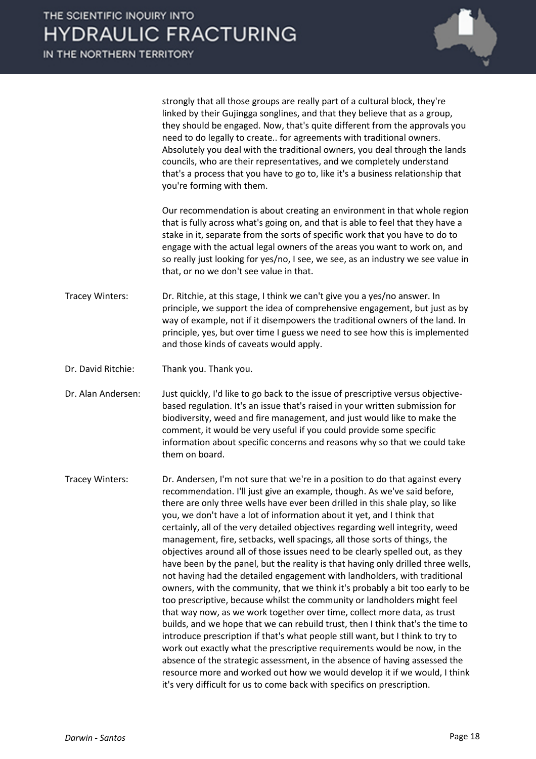strongly that all those groups are really part of a cultural block, they're linked by their Gujingga songlines, and that they believe that as a group, they should be engaged. Now, that's quite different from the approvals you need to do legally to create.. for agreements with traditional owners. Absolutely you deal with the traditional owners, you deal through the lands councils, who are their representatives, and we completely understand that's a process that you have to go to, like it's a business relationship that you're forming with them.

Our recommendation is about creating an environment in that whole region that is fully across what's going on, and that is able to feel that they have a stake in it, separate from the sorts of specific work that you have to do to engage with the actual legal owners of the areas you want to work on, and so really just looking for yes/no, I see, we see, as an industry we see value in that, or no we don't see value in that.

Tracey Winters: Dr. Ritchie, at this stage, I think we can't give you a yes/no answer. In principle, we support the idea of comprehensive engagement, but just as by way of example, not if it disempowers the traditional owners of the land. In principle, yes, but over time I guess we need to see how this is implemented and those kinds of caveats would apply.

Dr. David Ritchie: Thank you. Thank you.

Dr. Alan Andersen: Just quickly, I'd like to go back to the issue of prescriptive versus objective-based regulation. It's an issue that's raised in your written submission for biodiversity, weed and fire management, and just would like to make the comment, it would be very useful if you could provide some specific information about specific concerns and reasons why so that we could take them on board.

Tracey Winters: Dr. Andersen, I'm not sure that we're in a position to do that against every recommendation. I'll just give an example, though. As we've said before, there are only three wells have ever been drilled in this shale play, so like you, we don't have a lot of information about it yet, and I think that certainly, all of the very detailed objectives regarding well integrity, weed management, fire, setbacks, well spacings, all those sorts of things, the objectives around all of those issues need to be clearly spelled out, as they have been by the panel, but the reality is that having only drilled three wells, not having had the detailed engagement with landholders, with traditional owners, with the community, that we think it's probably a bit too early to be too prescriptive, because whilst the community or landholders might feel that way now, as we work together over time, collect more data, as trust builds, and we hope that we can rebuild trust, then I think that's the time to introduce prescription if that's what people still want, but I think to try to work out exactly what the prescriptive requirements would be now, in the absence of the strategic assessment, in the absence of having assessed the resource more and worked out how we would develop it if we would, I think it's very difficult for us to come back with specifics on prescription.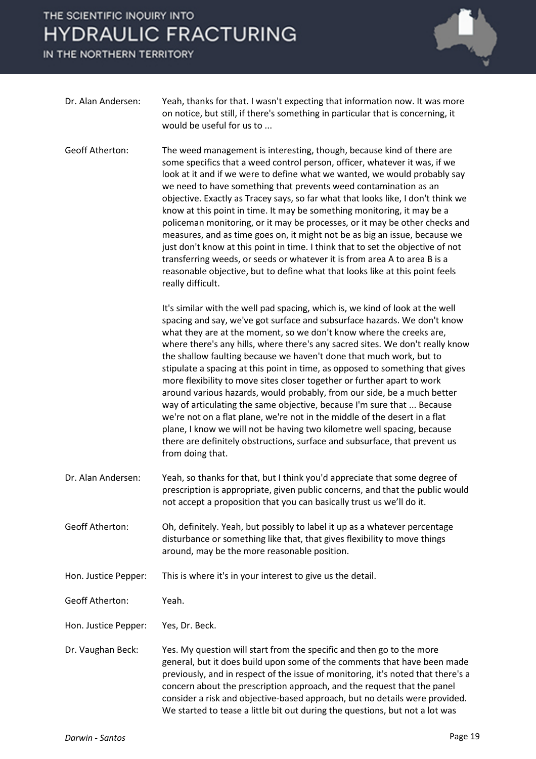Dr. Alan Andersen: Yeah, thanks for that. I wasn't expecting that information now. It was more on notice, but still, if there's something in particular that is concerning, it would be useful for us to ...

Geoff Atherton: The weed management is interesting, though, because kind of there are some specifics that a weed control person, officer, whatever it was, if we look at it and if we were to define what we wanted, we would probably say we need to have something that prevents weed contamination as an objective. Exactly as Tracey says, so far what that looks like, I don't think we know at this point in time. It may be something monitoring, it may be a policeman monitoring, or it may be processes, or it may be other checks and measures, and as time goes on, it might not be as big an issue, because we just don't know at this point in time. I think that to set the objective of not transferring weeds, or seeds or whatever it is from area A to area B is a reasonable objective, but to define what that looks like at this point feels really difficult.

It's similar with the well pad spacing, which is, we kind of look at the well spacing and say, we've got surface and subsurface hazards. We don't know what they are at the moment, so we don't know where the creeks are, where there's any hills, where there's any sacred sites. We don't really know the shallow faulting because we haven't done that much work, but to stipulate a spacing at this point in time, as opposed to something that gives more flexibility to move sites closer together or further apart to work around various hazards, would probably, from our side, be a much better way of articulating the same objective, because I'm sure that ... Because we're not on a flat plane, we're not in the middle of the desert in a flat plane, I know we will not be having two kilometre well spacing, because there are definitely obstructions, surface and subsurface, that prevent us from doing that.

Dr. Alan Andersen: Yeah, so thanks for that, but I think you'd appreciate that some degree of prescription is appropriate, given public concerns, and that the public would not accept a proposition that you can basically trust us we'll do it.

Geoff Atherton: Oh, definitely. Yeah, but possibly to label it up as a whatever percentage disturbance or something like that, that gives flexibility to move things around, may be the more reasonable position.

Hon. Justice Pepper: This is where it's in your interest to give us the detail.

Geoff Atherton: Yeah.

Hon. Justice Pepper: Yes, Dr. Beck.

Dr. Vaughan Beck: Yes. My question will start from the specific and then go to the more general, but it does build upon some of the comments that have been made previously, and in respect of the issue of monitoring, it's noted that there's a concern about the prescription approach, and the request that the panel consider a risk and objective-based approach, but no details were provided. We started to tease a little bit out during the questions, but not a lot was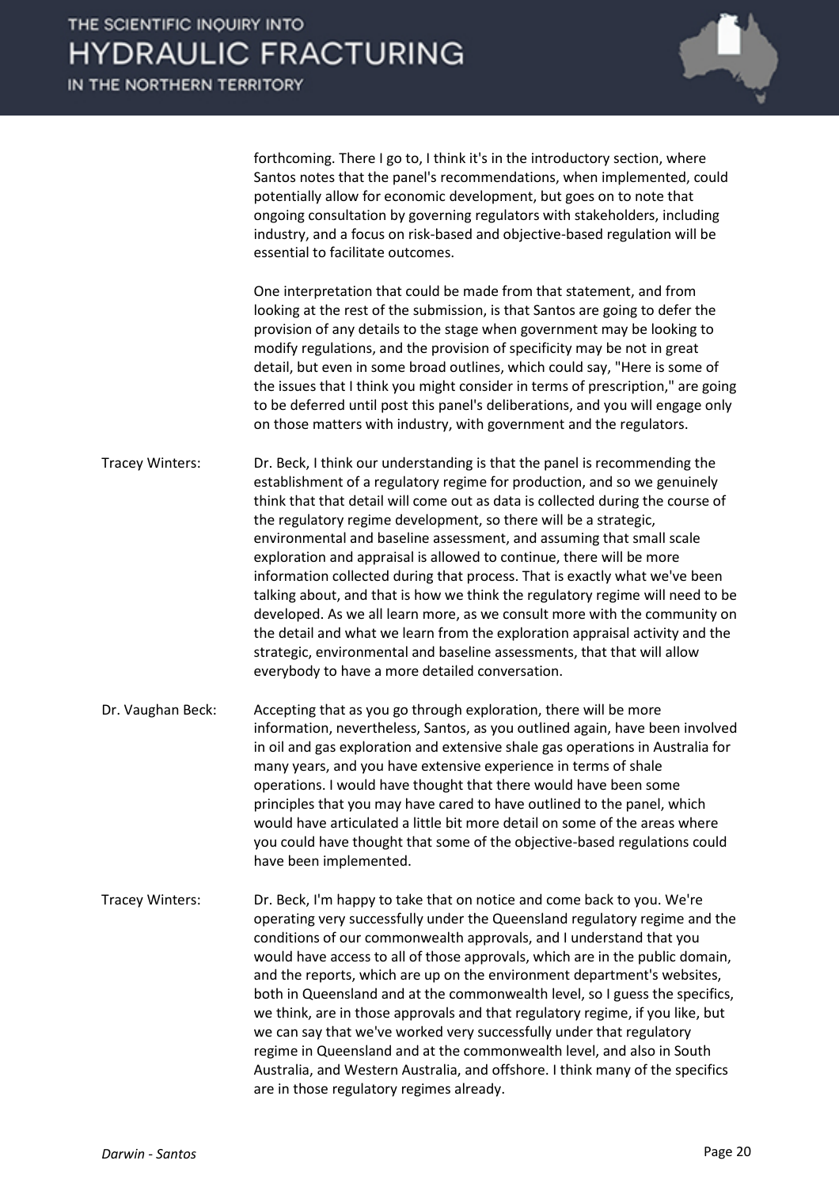forthcoming. There I go to, I think it's in the introductory section, where Santos notes that the panel's recommendations, when implemented, could potentially allow for economic development, but goes on to note that ongoing consultation by governing regulators with stakeholders, including industry, and a focus on risk-based and objective-based regulation will be essential to facilitate outcomes.

One interpretation that could be made from that statement, and from looking at the rest of the submission, is that Santos are going to defer the provision of any details to the stage when government may be looking to modify regulations, and the provision of specificity may be not in great detail, but even in some broad outlines, which could say, "Here is some of the issues that I think you might consider in terms of prescription," are going to be deferred until post this panel's deliberations, and you will engage only on those matters with industry, with government and the regulators.

Tracey Winters: Dr. Beck, I think our understanding is that the panel is recommending the establishment of a regulatory regime for production, and so we genuinely think that that detail will come out as data is collected during the course of the regulatory regime development, so there will be a strategic, environmental and baseline assessment, and assuming that small scale exploration and appraisal is allowed to continue, there will be more information collected during that process. That is exactly what we've been talking about, and that is how we think the regulatory regime will need to be developed. As we all learn more, as we consult more with the community on the detail and what we learn from the exploration appraisal activity and the strategic, environmental and baseline assessments, that that will allow everybody to have a more detailed conversation.

Dr. Vaughan Beck: Accepting that as you go through exploration, there will be more information, nevertheless, Santos, as you outlined again, have been involved in oil and gas exploration and extensive shale gas operations in Australia for many years, and you have extensive experience in terms of shale operations. I would have thought that there would have been some principles that you may have cared to have outlined to the panel, which would have articulated a little bit more detail on some of the areas where you could have thought that some of the objective-based regulations could have been implemented.

Tracey Winters: Dr. Beck, I'm happy to take that on notice and come back to you. We're operating very successfully under the Queensland regulatory regime and the conditions of our commonwealth approvals, and I understand that you would have access to all of those approvals, which are in the public domain, and the reports, which are up on the environment department's websites, both in Queensland and at the commonwealth level, so I guess the specifics, we think, are in those approvals and that regulatory regime, if you like, but we can say that we've worked very successfully under that regulatory regime in Queensland and at the commonwealth level, and also in South Australia, and Western Australia, and offshore. I think many of the specifics are in those regulatory regimes already.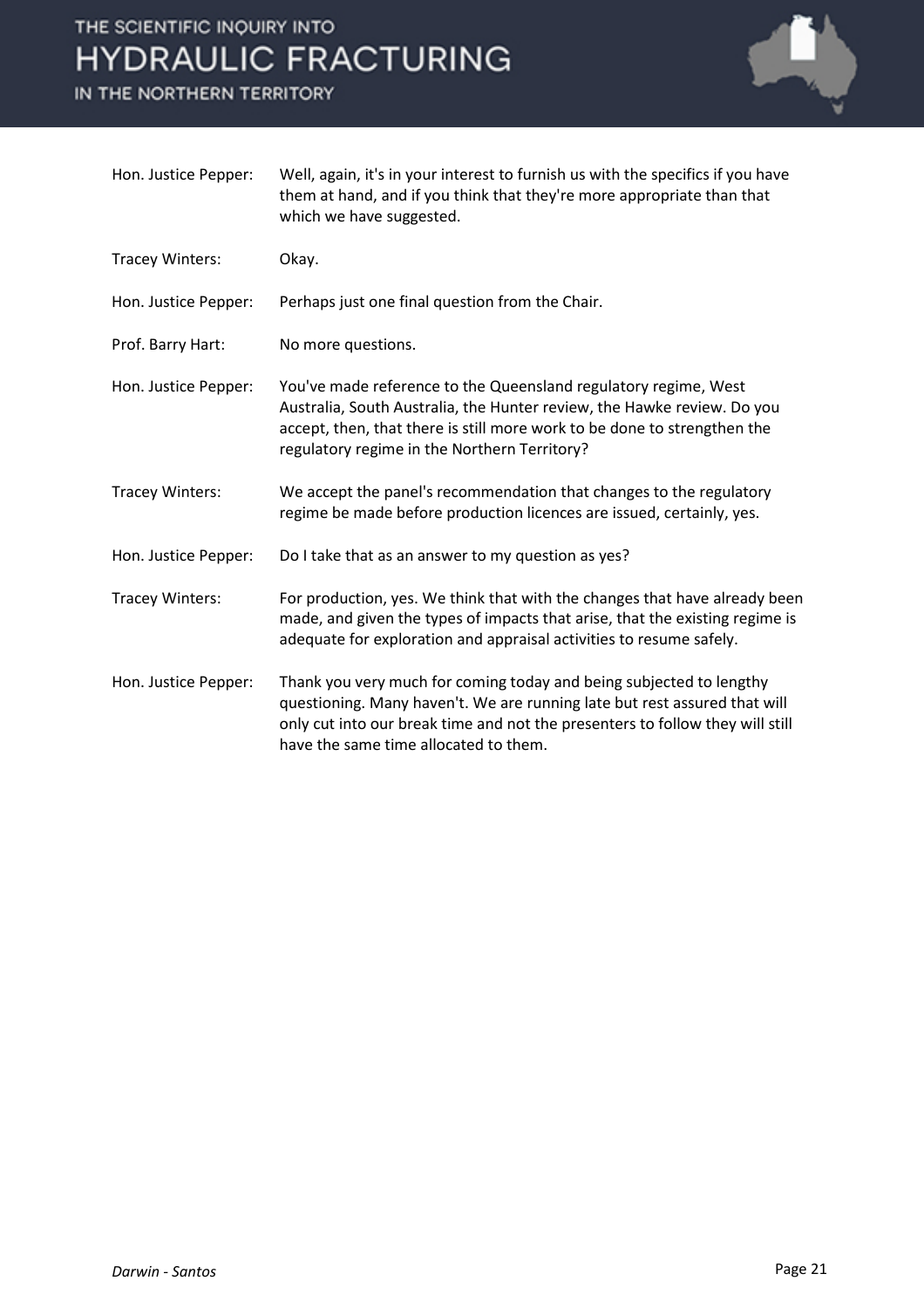Hon. Justice Pepper: Well, again, it's in your interest to furnish us with the specifics if you have them at hand, and if you think that they're more appropriate than that which we have suggested.

Tracey Winters: Okay.

Hon. Justice Pepper: Perhaps just one final question from the Chair.

Prof. Barry Hart: No more questions.

Hon. Justice Pepper: You've made reference to the Queensland regulatory regime, West Australia, South Australia, the Hunter review, the Hawke review. Do you accept, then, that there is still more work to be done to strengthen the regulatory regime in the Northern Territory?

Tracey Winters: We accept the panel's recommendation that changes to the regulatory regime be made before production licences are issued, certainly, yes.

Hon. Justice Pepper: Do I take that as an answer to my question as yes?

Tracey Winters: For production, yes. We think that with the changes that have already been made, and given the types of impacts that arise, that the existing regime is adequate for exploration and appraisal activities to resume safely.

Hon. Justice Pepper: Thank you very much for coming today and being subjected to lengthy questioning. Many haven't. We are running late but rest assured that will only cut into our break time and not the presenters to follow they will still have the same time allocated to them.